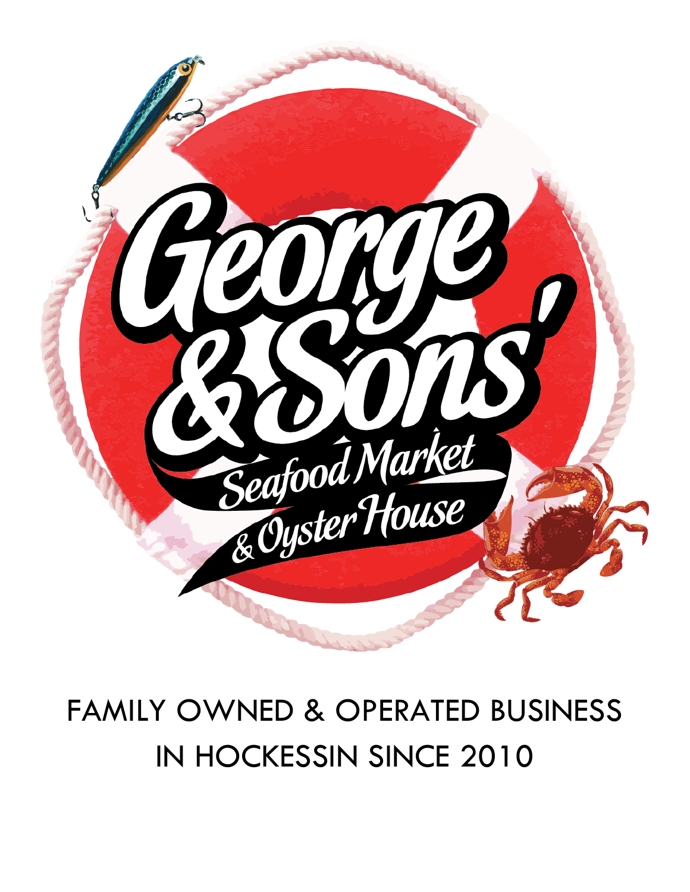# George & Sons'

## Seafood Market & Oyster House

FAMILY OWNED & OPERATED BUSINESS
IN HOCKESSIN SINCE 2010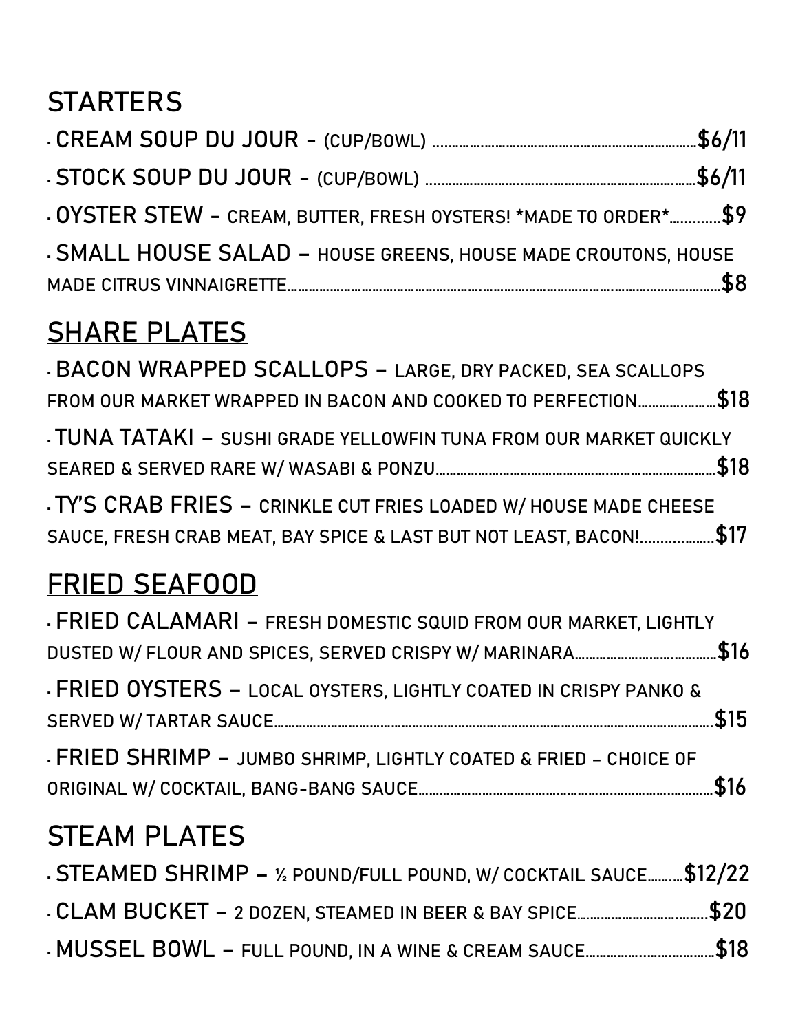## STARTERS

- CREAM SOUP DU JOUR - (CUP/BOWL) ........ $6/11
- STOCK SOUP DU JOUR - (CUP/BOWL) ........ $6/11
- OYSTER STEW - CREAM, BUTTER, FRESH OYSTERS! *MADE TO ORDER*........ $9
- SMALL HOUSE SALAD – HOUSE GREENS, HOUSE MADE CROUTONS, HOUSE MADE CITRUS VINNAIGRETTE........ $8

## SHARE PLATES

- BACON WRAPPED SCALLOPS – LARGE, DRY PACKED, SEA SCALLOPS FROM OUR MARKET WRAPPED IN BACON AND COOKED TO PERFECTION........ $18
- TUNA TATAKI – SUSHI GRADE YELLOWFIN TUNA FROM OUR MARKET QUICKLY SEARED & SERVED RARE W/ WASABI & PONZU........ $18
- TY'S CRAB FRIES – CRINKLE CUT FRIES LOADED W/ HOUSE MADE CHEESE SAUCE, FRESH CRAB MEAT, BAY SPICE & LAST BUT NOT LEAST, BACON!........ $17

## FRIED SEAFOOD

- FRIED CALAMARI – FRESH DOMESTIC SQUID FROM OUR MARKET, LIGHTLY DUSTED W/ FLOUR AND SPICES, SERVED CRISPY W/ MARINARA........ $16
- FRIED OYSTERS – LOCAL OYSTERS, LIGHTLY COATED IN CRISPY PANKO & SERVED W/ TARTAR SAUCE........ $15
- FRIED SHRIMP – JUMBO SHRIMP, LIGHTLY COATED & FRIED – CHOICE OF ORIGINAL W/ COCKTAIL, BANG-BANG SAUCE........ $16

## STEAM PLATES

- STEAMED SHRIMP – ½ POUND/FULL POUND, W/ COCKTAIL SAUCE........ $12/22
- CLAM BUCKET – 2 DOZEN, STEAMED IN BEER & BAY SPICE........ $20
- MUSSEL BOWL – FULL POUND, IN A WINE & CREAM SAUCE........ $18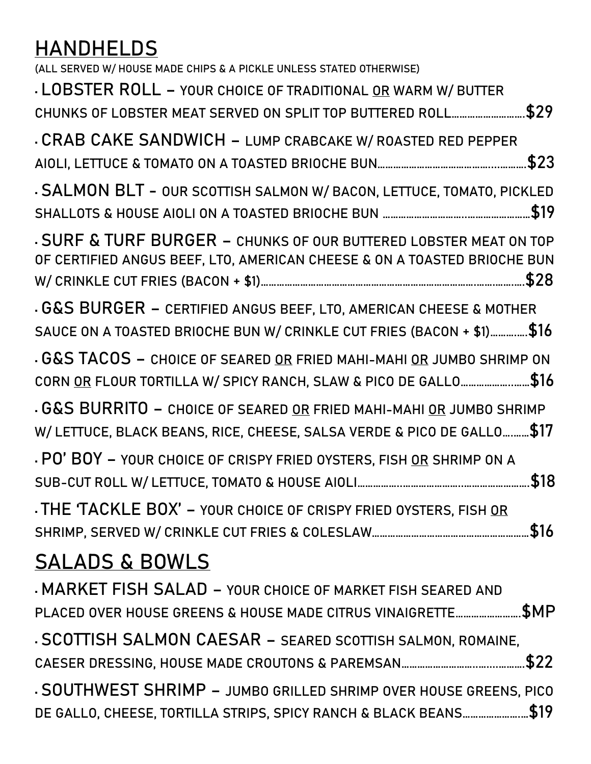## HANDHELDS

(ALL SERVED W/ HOUSE MADE CHIPS & A PICKLE UNLESS STATED OTHERWISE)

- **LOBSTER ROLL** – YOUR CHOICE OF TRADITIONAL OR WARM W/ BUTTER CHUNKS OF LOBSTER MEAT SERVED ON SPLIT TOP BUTTERED ROLL........................ **$29**
- **CRAB CAKE SANDWICH** – LUMP CRABCAKE W/ ROASTED RED PEPPER AIOLI, LETTUCE & TOMATO ON A TOASTED BRIOCHE BUN........................ **$23**
- **SALMON BLT** - OUR SCOTTISH SALMON W/ BACON, LETTUCE, TOMATO, PICKLED SHALLOTS & HOUSE AIOLI ON A TOASTED BRIOCHE BUN ........................ **$19**
- **SURF & TURF BURGER** – CHUNKS OF OUR BUTTERED LOBSTER MEAT ON TOP OF CERTIFIED ANGUS BEEF, LTO, AMERICAN CHEESE & ON A TOASTED BRIOCHE BUN W/ CRINKLE CUT FRIES (BACON + $1)........................ **$28**
- **G&S BURGER** – CERTIFIED ANGUS BEEF, LTO, AMERICAN CHEESE & MOTHER SAUCE ON A TOASTED BRIOCHE BUN W/ CRINKLE CUT FRIES (BACON + $1)........................ **$16**
- **G&S TACOS** – CHOICE OF SEARED OR FRIED MAHI-MAHI OR JUMBO SHRIMP ON CORN OR FLOUR TORTILLA W/ SPICY RANCH, SLAW & PICO DE GALLO........................ **$16**
- **G&S BURRITO** – CHOICE OF SEARED OR FRIED MAHI-MAHI OR JUMBO SHRIMP W/ LETTUCE, BLACK BEANS, RICE, CHEESE, SALSA VERDE & PICO DE GALLO........................ **$17**
- **PO' BOY** – YOUR CHOICE OF CRISPY FRIED OYSTERS, FISH OR SHRIMP ON A SUB-CUT ROLL W/ LETTUCE, TOMATO & HOUSE AIOLI........................ **$18**
- **THE 'TACKLE BOX'** – YOUR CHOICE OF CRISPY FRIED OYSTERS, FISH OR SHRIMP, SERVED W/ CRINKLE CUT FRIES & COLESLAW........................ **$16**

## SALADS & BOWLS

- **MARKET FISH SALAD** – YOUR CHOICE OF MARKET FISH SEARED AND PLACED OVER HOUSE GREENS & HOUSE MADE CITRUS VINAIGRETTE........................ **$MP**
- **SCOTTISH SALMON CAESAR** – SEARED SCOTTISH SALMON, ROMAINE, CAESER DRESSING, HOUSE MADE CROUTONS & PAREMSAN........................ **$22**
- **SOUTHWEST SHRIMP** – JUMBO GRILLED SHRIMP OVER HOUSE GREENS, PICO DE GALLO, CHEESE, TORTILLA STRIPS, SPICY RANCH & BLACK BEANS........................ **$19**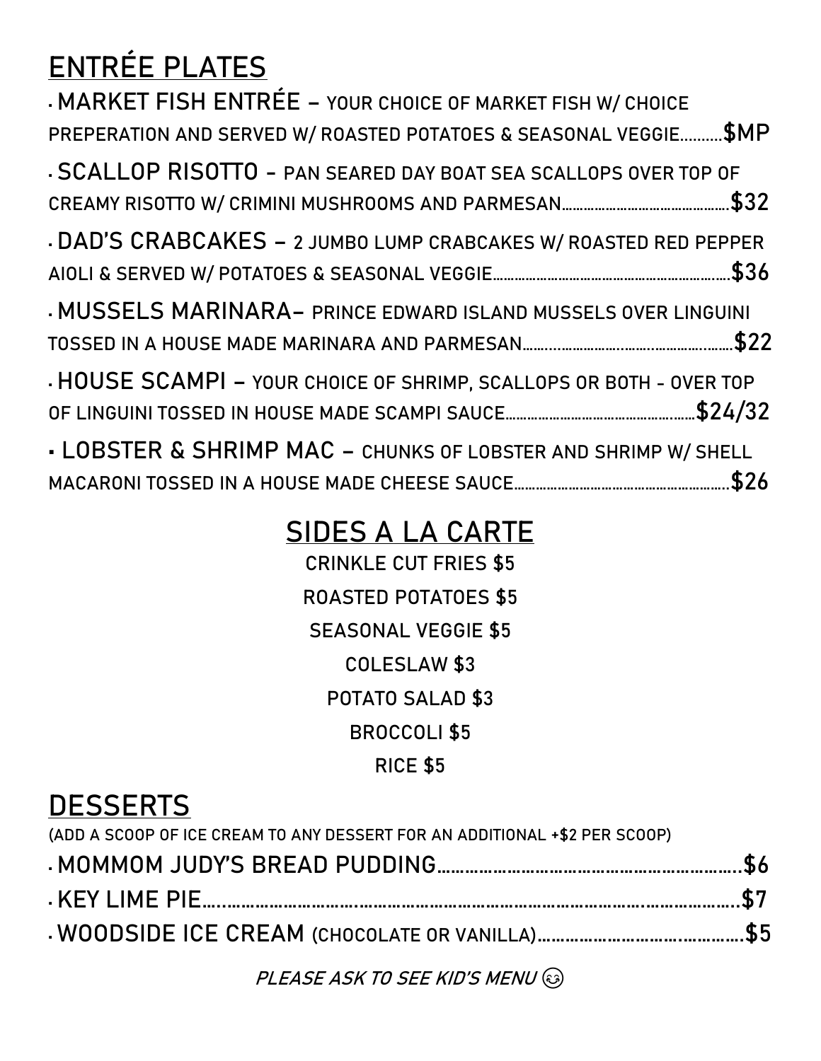# ENTRÉE PLATES

- **MARKET FISH ENTRÉE** – YOUR CHOICE OF MARKET FISH W/ CHOICE PREPERATION AND SERVED W/ ROASTED POTATOES & SEASONAL VEGGIE..........**$MP**
- **SCALLOP RISOTTO** - PAN SEARED DAY BOAT SEA SCALLOPS OVER TOP OF CREAMY RISOTTO W/ CRIMINI MUSHROOMS AND PARMESAN..........**$32**
- **DAD'S CRABCAKES** – 2 JUMBO LUMP CRABCAKES W/ ROASTED RED PEPPER AIOLI & SERVED W/ POTATOES & SEASONAL VEGGIE..........**$36**
- **MUSSELS MARINARA**– PRINCE EDWARD ISLAND MUSSELS OVER LINGUINI TOSSED IN A HOUSE MADE MARINARA AND PARMESAN..........**$22**
- **HOUSE SCAMPI** – YOUR CHOICE OF SHRIMP, SCALLOPS OR BOTH - OVER TOP OF LINGUINI TOSSED IN HOUSE MADE SCAMPI SAUCE..........**$24/32**
- **LOBSTER & SHRIMP MAC** – CHUNKS OF LOBSTER AND SHRIMP W/ SHELL MACARONI TOSSED IN A HOUSE MADE CHEESE SAUCE..........**$26**

## SIDES A LA CARTE

CRINKLE CUT FRIES $5

ROASTED POTATOES $5

SEASONAL VEGGIE $5

COLESLAW $3

POTATO SALAD $3

BROCCOLI $5

RICE $5

# DESSERTS

(ADD A SCOOP OF ICE CREAM TO ANY DESSERT FOR AN ADDITIONAL +$2 PER SCOOP)

- MOMMOM JUDY'S BREAD PUDDING..........$6
- KEY LIME PIE..........$7
- WOODSIDE ICE CREAM (CHOCOLATE OR VANILLA)..........$5

*PLEASE ASK TO SEE KID'S MENU* 😊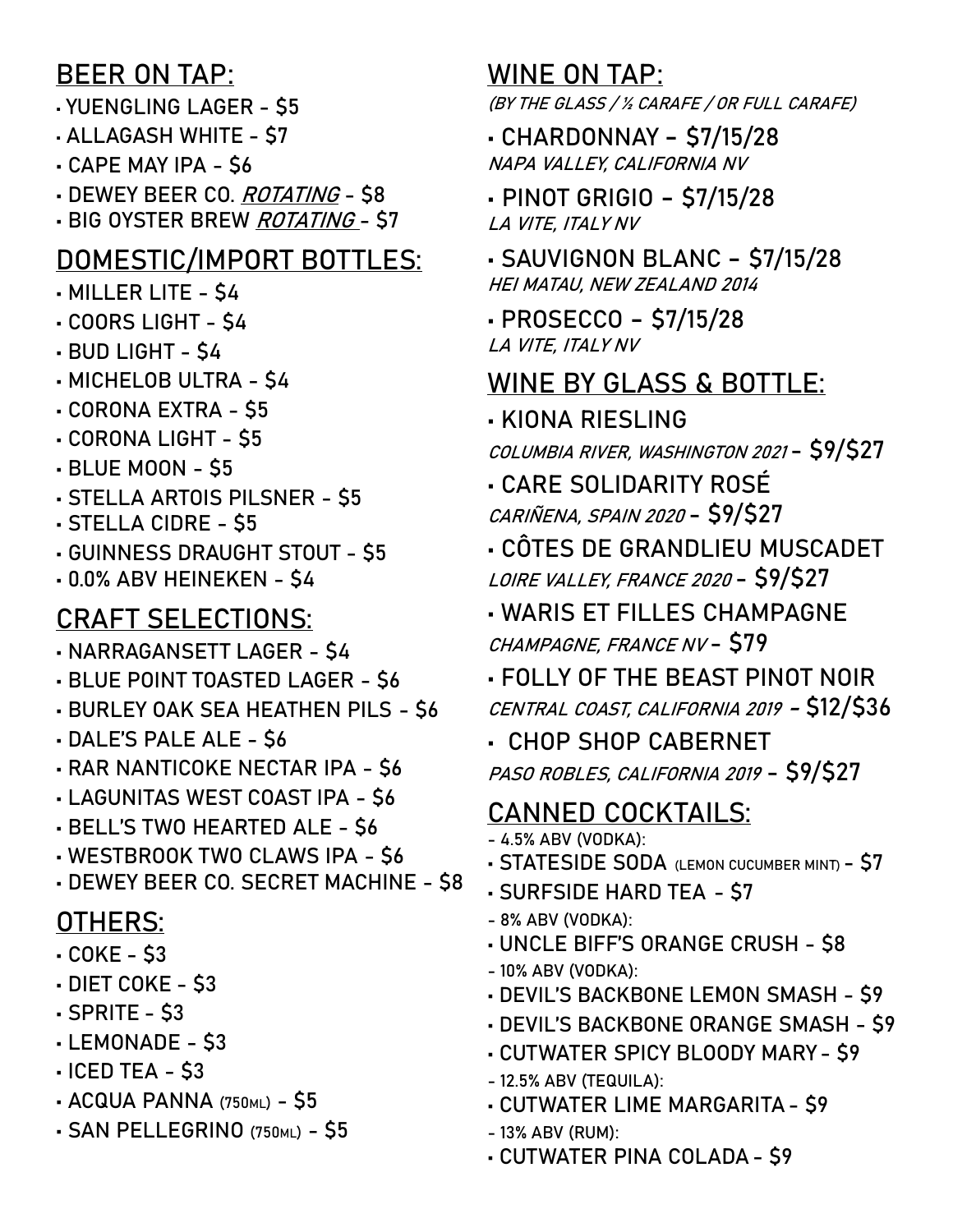## BEER ON TAP:

- YUENGLING LAGER - $5
- ALLAGASH WHITE - $7
- CAPE MAY IPA - $6
- DEWEY BEER CO. *ROTATING* - $8
- BIG OYSTER BREW *ROTATING* - $7

## DOMESTIC/IMPORT BOTTLES:

- MILLER LITE - $4
- COORS LIGHT - $4
- BUD LIGHT - $4
- MICHELOB ULTRA - $4
- CORONA EXTRA - $5
- CORONA LIGHT - $5
- BLUE MOON - $5
- STELLA ARTOIS PILSNER - $5
- STELLA CIDRE - $5
- GUINNESS DRAUGHT STOUT - $5
- 0.0% ABV HEINEKEN - $4

## CRAFT SELECTIONS:

- NARRAGANSETT LAGER - $4
- BLUE POINT TOASTED LAGER - $6
- BURLEY OAK SEA HEATHEN PILS - $6
- DALE'S PALE ALE - $6
- RAR NANTICOKE NECTAR IPA - $6
- LAGUNITAS WEST COAST IPA - $6
- BELL'S TWO HEARTED ALE - $6
- WESTBROOK TWO CLAWS IPA - $6
- DEWEY BEER CO. SECRET MACHINE - $8

## OTHERS:

- COKE - $3
- DIET COKE - $3
- SPRITE - $3
- LEMONADE - $3
- ICED TEA - $3
- ACQUA PANNA (750ML) - $5
- SAN PELLEGRINO (750ML) - $5

## WINE ON TAP:

*(BY THE GLASS / ½ CARAFE / OR FULL CARAFE)*

- CHARDONNAY - $7/15/28
  *NAPA VALLEY, CALIFORNIA NV*
- PINOT GRIGIO - $7/15/28
  *LA VITE, ITALY NV*
- SAUVIGNON BLANC - $7/15/28
  *HEI MATAU, NEW ZEALAND 2014*
- PROSECCO - $7/15/28
  *LA VITE, ITALY NV*

## WINE BY GLASS & BOTTLE:

- KIONA RIESLING
  *COLUMBIA RIVER, WASHINGTON 2021* - $9/$27
- CARE SOLIDARITY ROSÉ
  *CARIÑENA, SPAIN 2020* - $9/$27
- CÔTES DE GRANDLIEU MUSCADET
  *LOIRE VALLEY, FRANCE 2020* - $9/$27
- WARIS ET FILLES CHAMPAGNE
  *CHAMPAGNE, FRANCE NV* - $79
- FOLLY OF THE BEAST PINOT NOIR
  *CENTRAL COAST, CALIFORNIA 2019* - $12/$36
- CHOP SHOP CABERNET
  *PASO ROBLES, CALIFORNIA 2019* - $9/$27

## CANNED COCKTAILS:

- 4.5% ABV (VODKA):
- STATESIDE SODA (LEMON CUCUMBER MINT) - $7
- SURFSIDE HARD TEA - $7

- 8% ABV (VODKA):
- UNCLE BIFF'S ORANGE CRUSH - $8

- 10% ABV (VODKA):
- DEVIL'S BACKBONE LEMON SMASH - $9
- DEVIL'S BACKBONE ORANGE SMASH - $9
- CUTWATER SPICY BLOODY MARY - $9

- 12.5% ABV (TEQUILA):
- CUTWATER LIME MARGARITA - $9

- 13% ABV (RUM):
- CUTWATER PINA COLADA - $9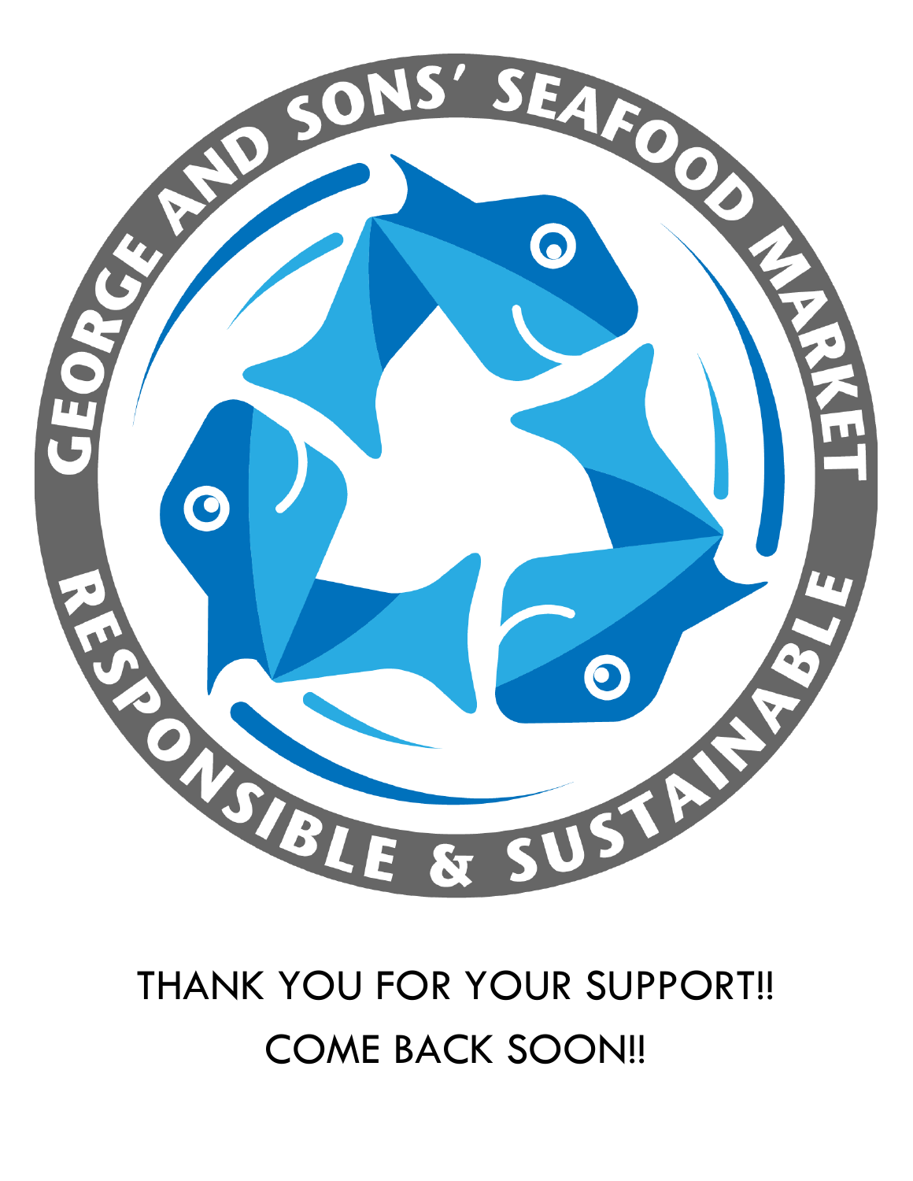GEORGE AND SONS' SEAFOOD MARKET

RESPONSIBLE & SUSTAINABLE

THANK YOU FOR YOUR SUPPORT!!

COME BACK SOON!!